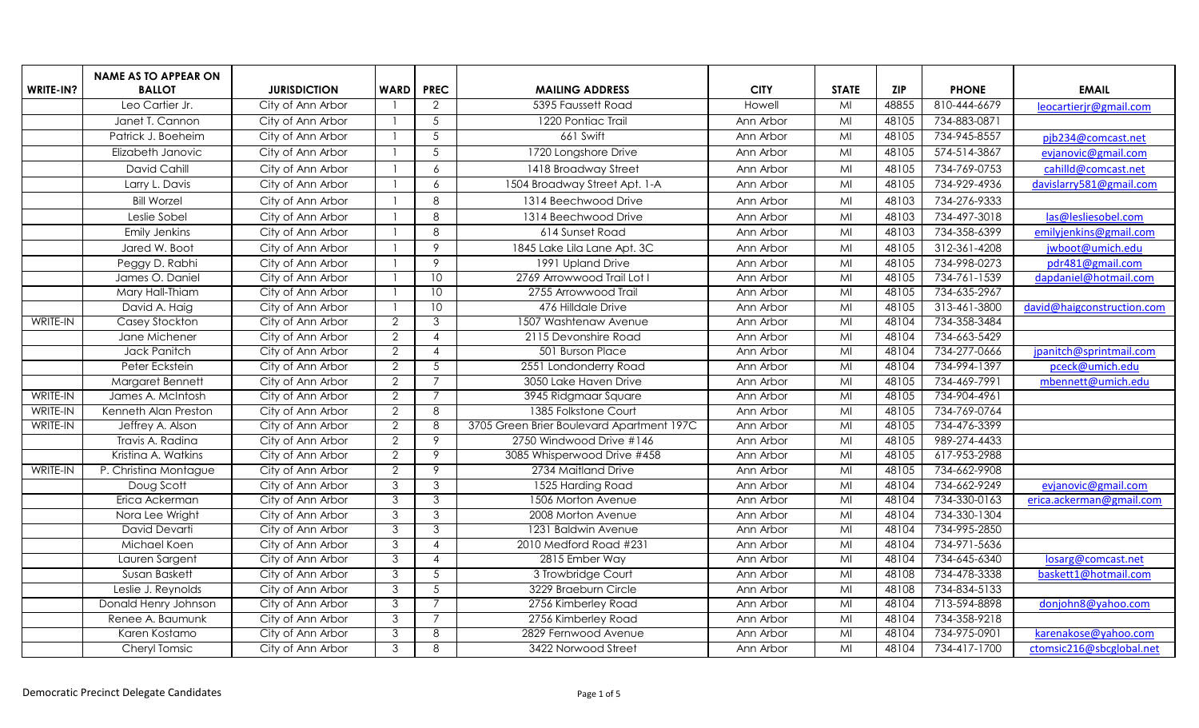| WRITE-IN? | NAME AS TO APPEAR ON BALLOT | JURISDICTION | WARD | PREC | MAILING ADDRESS | CITY | STATE | ZIP | PHONE | EMAIL |
|---|---|---|---|---|---|---|---|---|---|---|
| | Leo Cartier Jr. | City of Ann Arbor | 1 | 2 | 5395 Faussett Road | Howell | MI | 48855 | 810-444-6679 | leocartierjr@gmail.com |
| | Janet T. Cannon | City of Ann Arbor | 1 | 5 | 1220 Pontiac Trail | Ann Arbor | MI | 48105 | 734-883-0871 | |
| | Patrick J. Boeheim | City of Ann Arbor | 1 | 5 | 661 Swift | Ann Arbor | MI | 48105 | 734-945-8557 | pjb234@comcast.net |
| | Elizabeth Janovic | City of Ann Arbor | 1 | 5 | 1720 Longshore Drive | Ann Arbor | MI | 48105 | 574-514-3867 | evjanovic@gmail.com |
| | David Cahill | City of Ann Arbor | 1 | 6 | 1418 Broadway Street | Ann Arbor | MI | 48105 | 734-769-0753 | cahilld@comcast.net |
| | Larry L. Davis | City of Ann Arbor | 1 | 6 | 1504 Broadway Street Apt. 1-A | Ann Arbor | MI | 48105 | 734-929-4936 | davislarry581@gmail.com |
| | Bill Worzel | City of Ann Arbor | 1 | 8 | 1314 Beechwood Drive | Ann Arbor | MI | 48103 | 734-276-9333 | |
| | Leslie Sobel | City of Ann Arbor | 1 | 8 | 1314 Beechwood Drive | Ann Arbor | MI | 48103 | 734-497-3018 | las@lesliesobel.com |
| | Emily Jenkins | City of Ann Arbor | 1 | 8 | 614 Sunset Road | Ann Arbor | MI | 48103 | 734-358-6399 | emilyjenkins@gmail.com |
| | Jared W. Boot | City of Ann Arbor | 1 | 9 | 1845 Lake Lila Lane Apt. 3C | Ann Arbor | MI | 48105 | 312-361-4208 | jwboot@umich.edu |
| | Peggy D. Rabhi | City of Ann Arbor | 1 | 9 | 1991 Upland Drive | Ann Arbor | MI | 48105 | 734-998-0273 | pdr481@gmail.com |
| | James O. Daniel | City of Ann Arbor | 1 | 10 | 2769 Arrowwood Trail Lot I | Ann Arbor | MI | 48105 | 734-761-1539 | dapdaniel@hotmail.com |
| | Mary Hall-Thiam | City of Ann Arbor | 1 | 10 | 2755 Arrowwood Trail | Ann Arbor | MI | 48105 | 734-635-2967 | |
| | David A. Haig | City of Ann Arbor | 1 | 10 | 476 Hilldale Drive | Ann Arbor | MI | 48105 | 313-461-3800 | david@haigconstruction.com |
| WRITE-IN | Casey Stockton | City of Ann Arbor | 2 | 3 | 1507 Washtenaw Avenue | Ann Arbor | MI | 48104 | 734-358-3484 | |
| | Jane Michener | City of Ann Arbor | 2 | 4 | 2115 Devonshire Road | Ann Arbor | MI | 48104 | 734-663-5429 | |
| | Jack Panitch | City of Ann Arbor | 2 | 4 | 501 Burson Place | Ann Arbor | MI | 48104 | 734-277-0666 | jpanitch@sprintmail.com |
| | Peter Eckstein | City of Ann Arbor | 2 | 5 | 2551 Londonderry Road | Ann Arbor | MI | 48104 | 734-994-1397 | pceck@umich.edu |
| | Margaret Bennett | City of Ann Arbor | 2 | 7 | 3050 Lake Haven Drive | Ann Arbor | MI | 48105 | 734-469-7991 | mbennett@umich.edu |
| WRITE-IN | James A. McIntosh | City of Ann Arbor | 2 | 7 | 3945 Ridgmaar Square | Ann Arbor | MI | 48105 | 734-904-4961 | |
| WRITE-IN | Kenneth Alan Preston | City of Ann Arbor | 2 | 8 | 1385 Folkstone Court | Ann Arbor | MI | 48105 | 734-769-0764 | |
| WRITE-IN | Jeffrey A. Alson | City of Ann Arbor | 2 | 8 | 3705 Green Brier Boulevard Apartment 197C | Ann Arbor | MI | 48105 | 734-476-3399 | |
| | Travis A. Radina | City of Ann Arbor | 2 | 9 | 2750 Windwood Drive #146 | Ann Arbor | MI | 48105 | 989-274-4433 | |
| | Kristina A. Watkins | City of Ann Arbor | 2 | 9 | 3085 Whisperwood Drive #458 | Ann Arbor | MI | 48105 | 617-953-2988 | |
| WRITE-IN | P. Christina Montague | City of Ann Arbor | 2 | 9 | 2734 Maitland Drive | Ann Arbor | MI | 48105 | 734-662-9908 | |
| | Doug Scott | City of Ann Arbor | 3 | 3 | 1525 Harding Road | Ann Arbor | MI | 48104 | 734-662-9249 | evjanovic@gmail.com |
| | Erica Ackerman | City of Ann Arbor | 3 | 3 | 1506 Morton Avenue | Ann Arbor | MI | 48104 | 734-330-0163 | erica.ackerman@gmail.com |
| | Nora Lee Wright | City of Ann Arbor | 3 | 3 | 2008 Morton Avenue | Ann Arbor | MI | 48104 | 734-330-1304 | |
| | David Devarti | City of Ann Arbor | 3 | 3 | 1231 Baldwin Avenue | Ann Arbor | MI | 48104 | 734-995-2850 | |
| | Michael Koen | City of Ann Arbor | 3 | 4 | 2010 Medford Road #231 | Ann Arbor | MI | 48104 | 734-971-5636 | |
| | Lauren Sargent | City of Ann Arbor | 3 | 4 | 2815 Ember Way | Ann Arbor | MI | 48104 | 734-645-6340 | losarg@comcast.net |
| | Susan Baskett | City of Ann Arbor | 3 | 5 | 3 Trowbridge Court | Ann Arbor | MI | 48108 | 734-478-3338 | baskett1@hotmail.com |
| | Leslie J. Reynolds | City of Ann Arbor | 3 | 5 | 3229 Braeburn Circle | Ann Arbor | MI | 48108 | 734-834-5133 | |
| | Donald Henry Johnson | City of Ann Arbor | 3 | 7 | 2756 Kimberley Road | Ann Arbor | MI | 48104 | 713-594-8898 | donjohn8@yahoo.com |
| | Renee A. Baumunk | City of Ann Arbor | 3 | 7 | 2756 Kimberley Road | Ann Arbor | MI | 48104 | 734-358-9218 | |
| | Karen Kostamo | City of Ann Arbor | 3 | 8 | 2829 Fernwood Avenue | Ann Arbor | MI | 48104 | 734-975-0901 | karenakose@yahoo.com |
| | Cheryl Tomsic | City of Ann Arbor | 3 | 8 | 3422 Norwood Street | Ann Arbor | MI | 48104 | 734-417-1700 | ctomsic216@sbcglobal.net |

Democratic Precinct Delegate Candidates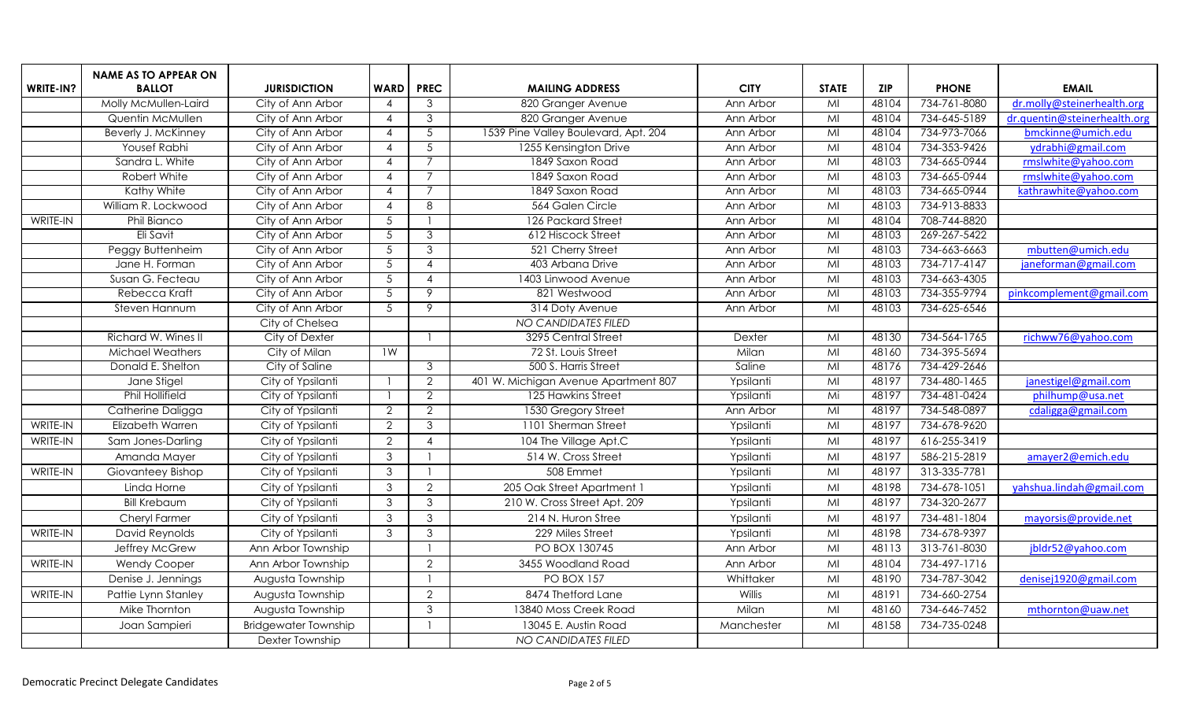| WRITE-IN? | NAME AS TO APPEAR ON BALLOT | JURISDICTION | WARD | PREC | MAILING ADDRESS | CITY | STATE | ZIP | PHONE | EMAIL |
|---|---|---|---|---|---|---|---|---|---|---|
| | Molly McMullen-Laird | City of Ann Arbor | 4 | 3 | 820 Granger Avenue | Ann Arbor | MI | 48104 | 734-761-8080 | dr.molly@steinerhealth.org |
| | Quentin McMullen | City of Ann Arbor | 4 | 3 | 820 Granger Avenue | Ann Arbor | MI | 48104 | 734-645-5189 | dr.quentin@steinerhealth.org |
| | Beverly J. McKinney | City of Ann Arbor | 4 | 5 | 1539 Pine Valley Boulevard, Apt. 204 | Ann Arbor | MI | 48104 | 734-973-7066 | bmckinne@umich.edu |
| | Yousef Rabhi | City of Ann Arbor | 4 | 5 | 1255 Kensington Drive | Ann Arbor | MI | 48104 | 734-353-9426 | ydrabhi@gmail.com |
| | Sandra L. White | City of Ann Arbor | 4 | 7 | 1849 Saxon Road | Ann Arbor | MI | 48103 | 734-665-0944 | rmslwhite@yahoo.com |
| | Robert White | City of Ann Arbor | 4 | 7 | 1849 Saxon Road | Ann Arbor | MI | 48103 | 734-665-0944 | rmslwhite@yahoo.com |
| | Kathy White | City of Ann Arbor | 4 | 7 | 1849 Saxon Road | Ann Arbor | MI | 48103 | 734-665-0944 | kathrawhite@yahoo.com |
| | William R. Lockwood | City of Ann Arbor | 4 | 8 | 564 Galen Circle | Ann Arbor | MI | 48103 | 734-913-8833 | |
| WRITE-IN | Phil Bianco | City of Ann Arbor | 5 | 1 | 126 Packard Street | Ann Arbor | MI | 48104 | 708-744-8820 | |
| | Eli Savit | City of Ann Arbor | 5 | 3 | 612 Hiscock Street | Ann Arbor | MI | 48103 | 269-267-5422 | |
| | Peggy Buttenheim | City of Ann Arbor | 5 | 3 | 521 Cherry Street | Ann Arbor | MI | 48103 | 734-663-6663 | mbutten@umich.edu |
| | Jane H. Forman | City of Ann Arbor | 5 | 4 | 403 Arbana Drive | Ann Arbor | MI | 48103 | 734-717-4147 | janeforman@gmail.com |
| | Susan G. Fecteau | City of Ann Arbor | 5 | 4 | 1403 Linwood Avenue | Ann Arbor | MI | 48103 | 734-663-4305 | |
| | Rebecca Kraft | City of Ann Arbor | 5 | 9 | 821 Westwood | Ann Arbor | MI | 48103 | 734-355-9794 | pinkcomplement@gmail.com |
| | Steven Hannum | City of Ann Arbor | 5 | 9 | 314 Doty Avenue | Ann Arbor | MI | 48103 | 734-625-6546 | |
| | | City of Chelsea | | | *NO CANDIDATES FILED* | | | | | |
| | Richard W. Wines II | City of Dexter | | 1 | 3295 Central Street | Dexter | MI | 48130 | 734-564-1765 | richww76@yahoo.com |
| | Michael Weathers | City of Milan | 1W | | 72 St. Louis Street | Milan | MI | 48160 | 734-395-5694 | |
| | Donald E. Shelton | City of Saline | | 3 | 500 S. Harris Street | Saline | MI | 48176 | 734-429-2646 | |
| | Jane Stigel | City of Ypsilanti | 1 | 2 | 401 W. Michigan Avenue Apartment 807 | Ypsilanti | MI | 48197 | 734-480-1465 | janestigel@gmail.com |
| | Phil Hollifield | City of Ypsilanti | 1 | 2 | 125 Hawkins Street | Ypsilanti | Mi | 48197 | 734-481-0424 | philhump@usa.net |
| | Catherine Daligga | City of Ypsilanti | 2 | 2 | 1530 Gregory Street | Ann Arbor | MI | 48197 | 734-548-0897 | cdaligga@gmail.com |
| WRITE-IN | Elizabeth Warren | City of Ypsilanti | 2 | 3 | 1101 Sherman Street | Ypsilanti | MI | 48197 | 734-678-9620 | |
| WRITE-IN | Sam Jones-Darling | City of Ypsilanti | 2 | 4 | 104 The Village Apt.C | Ypsilanti | MI | 48197 | 616-255-3419 | |
| | Amanda Mayer | City of Ypsilanti | 3 | 1 | 514 W. Cross Street | Ypsilanti | MI | 48197 | 586-215-2819 | amayer2@emich.edu |
| WRITE-IN | Giovanteey Bishop | City of Ypsilanti | 3 | 1 | 508 Emmet | Ypsilanti | MI | 48197 | 313-335-7781 | |
| | Linda Horne | City of Ypsilanti | 3 | 2 | 205 Oak Street Apartment 1 | Ypsilanti | MI | 48198 | 734-678-1051 | yahshua.lindah@gmail.com |
| | Bill Krebaum | City of Ypsilanti | 3 | 3 | 210 W. Cross Street Apt. 209 | Ypsilanti | MI | 48197 | 734-320-2677 | |
| | Cheryl Farmer | City of Ypsilanti | 3 | 3 | 214 N. Huron Stree | Ypsilanti | MI | 48197 | 734-481-1804 | mayorsis@provide.net |
| WRITE-IN | David Reynolds | City of Ypsilanti | 3 | 3 | 229 Miles Street | Ypsilanti | MI | 48198 | 734-678-9397 | |
| | Jeffrey McGrew | Ann Arbor Township | | 1 | PO BOX 130745 | Ann Arbor | MI | 48113 | 313-761-8030 | jbldr52@yahoo.com |
| WRITE-IN | Wendy Cooper | Ann Arbor Township | | 2 | 3455 Woodland Road | Ann Arbor | MI | 48104 | 734-497-1716 | |
| | Denise J. Jennings | Augusta Township | | 1 | PO BOX 157 | Whittaker | MI | 48190 | 734-787-3042 | denisej1920@gmail.com |
| WRITE-IN | Pattie Lynn Stanley | Augusta Township | | 2 | 8474 Thetford Lane | Willis | MI | 48191 | 734-660-2754 | |
| | Mike Thornton | Augusta Township | | 3 | 13840 Moss Creek Road | Milan | MI | 48160 | 734-646-7452 | mthornton@uaw.net |
| | Joan Sampieri | Bridgewater Township | | 1 | 13045 E. Austin Road | Manchester | MI | 48158 | 734-735-0248 | |
| | | Dexter Township | | | *NO CANDIDATES FILED* | | | | | |

Democratic Precinct Delegate Candidates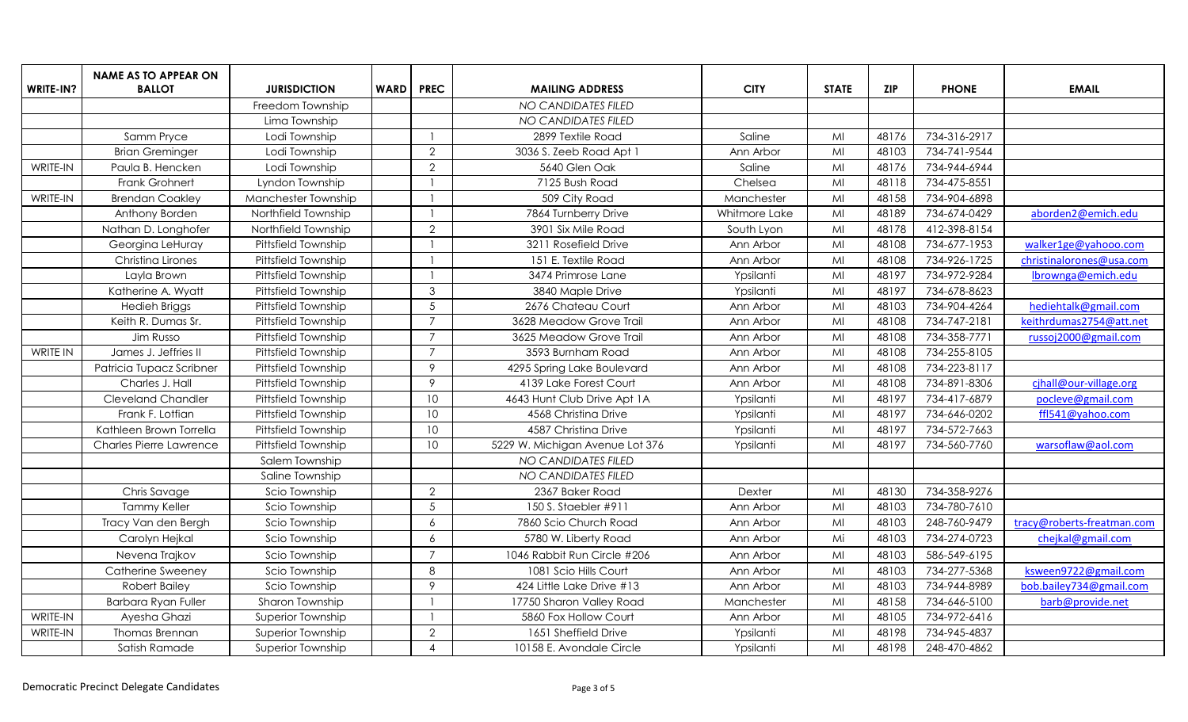| WRITE-IN? | NAME AS TO APPEAR ON BALLOT | JURISDICTION | WARD | PREC | MAILING ADDRESS | CITY | STATE | ZIP | PHONE | EMAIL |
|---|---|---|---|---|---|---|---|---|---|---|
| | | Freedom Township | | | NO CANDIDATES FILED | | | | | |
| | | Lima Township | | | NO CANDIDATES FILED | | | | | |
| | Samm Pryce | Lodi Township | | 1 | 2899 Textile Road | Saline | MI | 48176 | 734-316-2917 | |
| | Brian Greminger | Lodi Township | | 2 | 3036 S. Zeeb Road Apt 1 | Ann Arbor | MI | 48103 | 734-741-9544 | |
| WRITE-IN | Paula B. Hencken | Lodi Township | | 2 | 5640 Glen Oak | Saline | MI | 48176 | 734-944-6944 | |
| | Frank Grohnert | Lyndon Township | | 1 | 7125 Bush Road | Chelsea | MI | 48118 | 734-475-8551 | |
| WRITE-IN | Brendan Coakley | Manchester Township | | 1 | 509 City Road | Manchester | MI | 48158 | 734-904-6898 | |
| | Anthony Borden | Northfield Township | | 1 | 7864 Turnberry Drive | Whitmore Lake | MI | 48189 | 734-674-0429 | aborden2@emich.edu |
| | Nathan D. Longhofer | Northfield Township | | 2 | 3901 Six Mile Road | South Lyon | MI | 48178 | 412-398-8154 | |
| | Georgina LeHuray | Pittsfield Township | | 1 | 3211 Rosefield Drive | Ann Arbor | MI | 48108 | 734-677-1953 | walker1ge@yahooo.com |
| | Christina Lirones | Pittsfield Township | | 1 | 151 E. Textile Road | Ann Arbor | MI | 48108 | 734-926-1725 | christinalorones@usa.com |
| | Layla Brown | Pittsfield Township | | 1 | 3474 Primrose Lane | Ypsilanti | MI | 48197 | 734-972-9284 | lbrownga@emich.edu |
| | Katherine A. Wyatt | Pittsfield Township | | 3 | 3840 Maple Drive | Ypsilanti | MI | 48197 | 734-678-8623 | |
| | Hedieh Briggs | Pittsfield Township | | 5 | 2676 Chateau Court | Ann Arbor | MI | 48103 | 734-904-4264 | hediehtalk@gmail.com |
| | Keith R. Dumas Sr. | Pittsfield Township | | 7 | 3628 Meadow Grove Trail | Ann Arbor | MI | 48108 | 734-747-2181 | keithrdumas2754@att.net |
| | Jim Russo | Pittsfield Township | | 7 | 3625 Meadow Grove Trail | Ann Arbor | MI | 48108 | 734-358-7771 | russoj2000@gmail.com |
| WRITE IN | James J. Jeffries II | Pittsfield Township | | 7 | 3593 Burnham Road | Ann Arbor | MI | 48108 | 734-255-8105 | |
| | Patricia Tupacz Scribner | Pittsfield Township | | 9 | 4295 Spring Lake Boulevard | Ann Arbor | MI | 48108 | 734-223-8117 | |
| | Charles J. Hall | Pittsfield Township | | 9 | 4139 Lake Forest Court | Ann Arbor | MI | 48108 | 734-891-8306 | cjhall@our-village.org |
| | Cleveland Chandler | Pittsfield Township | | 10 | 4643 Hunt Club Drive Apt 1A | Ypsilanti | MI | 48197 | 734-417-6879 | pocleve@gmail.com |
| | Frank F. Lotfian | Pittsfield Township | | 10 | 4568 Christina Drive | Ypsilanti | MI | 48197 | 734-646-0202 | ffl541@yahoo.com |
| | Kathleen Brown Torrella | Pittsfield Township | | 10 | 4587 Christina Drive | Ypsilanti | MI | 48197 | 734-572-7663 | |
| | Charles Pierre Lawrence | Pittsfield Township | | 10 | 5229 W. Michigan Avenue Lot 376 | Ypsilanti | MI | 48197 | 734-560-7760 | warsoflaw@aol.com |
| | | Salem Township | | | NO CANDIDATES FILED | | | | | |
| | | Saline Township | | | NO CANDIDATES FILED | | | | | |
| | Chris Savage | Scio Township | | 2 | 2367 Baker Road | Dexter | MI | 48130 | 734-358-9276 | |
| | Tammy Keller | Scio Township | | 5 | 150 S. Staebler #911 | Ann Arbor | MI | 48103 | 734-780-7610 | |
| | Tracy Van den Bergh | Scio Township | | 6 | 7860 Scio Church Road | Ann Arbor | MI | 48103 | 248-760-9479 | tracy@roberts-freatman.com |
| | Carolyn Hejkal | Scio Township | | 6 | 5780 W. Liberty Road | Ann Arbor | Mi | 48103 | 734-274-0723 | chejkal@gmail.com |
| | Nevena Trajkov | Scio Township | | 7 | 1046 Rabbit Run Circle #206 | Ann Arbor | MI | 48103 | 586-549-6195 | |
| | Catherine Sweeney | Scio Township | | 8 | 1081 Scio Hills Court | Ann Arbor | MI | 48103 | 734-277-5368 | ksween9722@gmail.com |
| | Robert Bailey | Scio Township | | 9 | 424 Little Lake Drive #13 | Ann Arbor | MI | 48103 | 734-944-8989 | bob.bailey734@gmail.com |
| | Barbara Ryan Fuller | Sharon Township | | 1 | 17750 Sharon Valley Road | Manchester | MI | 48158 | 734-646-5100 | barb@provide.net |
| WRITE-IN | Ayesha Ghazi | Superior Township | | 1 | 5860 Fox Hollow Court | Ann Arbor | MI | 48105 | 734-972-6416 | |
| WRITE-IN | Thomas Brennan | Superior Township | | 2 | 1651 Sheffield Drive | Ypsilanti | MI | 48198 | 734-945-4837 | |
| | Satish Ramade | Superior Township | | 4 | 10158 E. Avondale Circle | Ypsilanti | MI | 48198 | 248-470-4862 | |

Democratic Precinct Delegate Candidates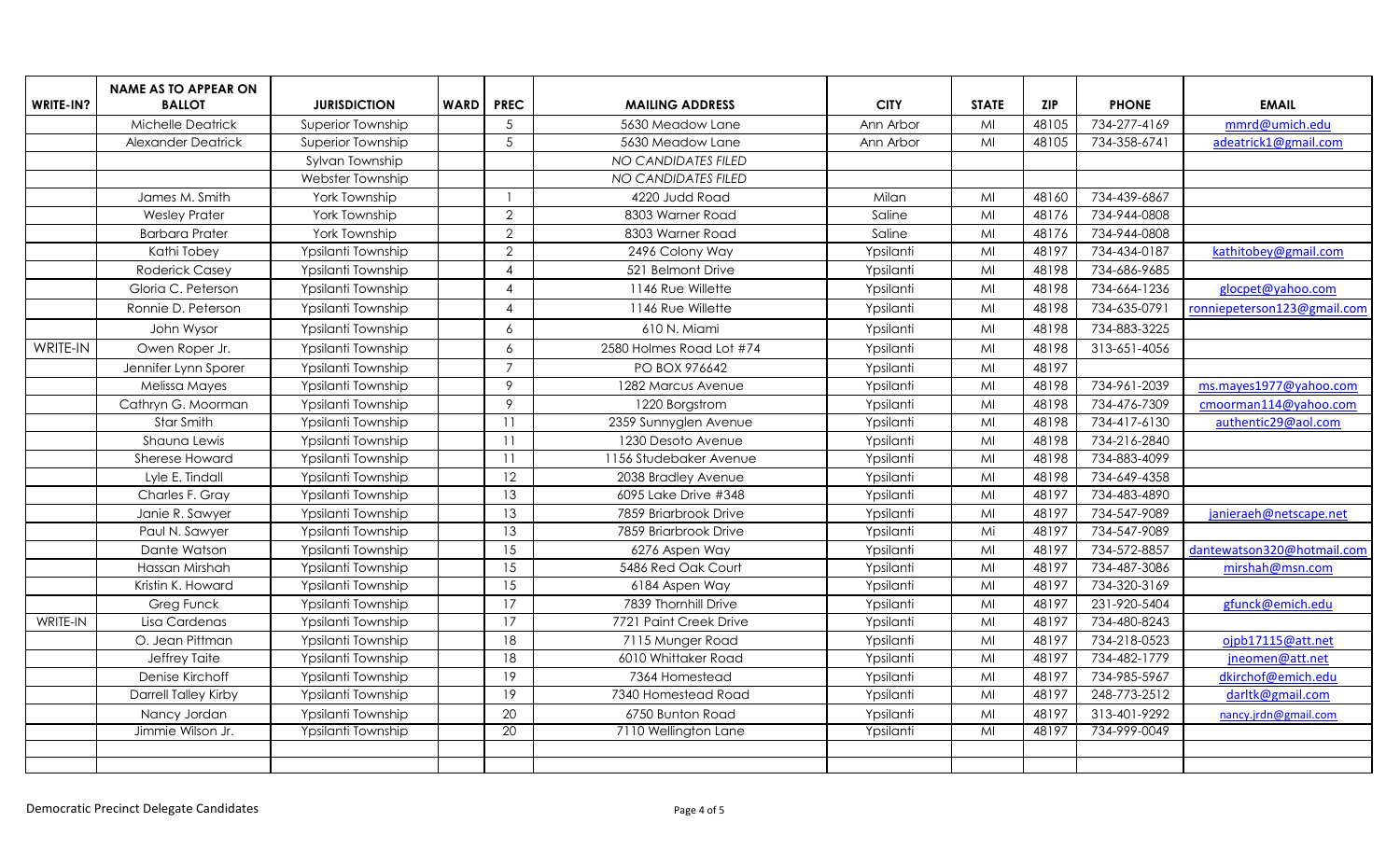| WRITE-IN? | NAME AS TO APPEAR ON BALLOT | JURISDICTION | WARD | PREC | MAILING ADDRESS | CITY | STATE | ZIP | PHONE | EMAIL |
|---|---|---|---|---|---|---|---|---|---|---|
| | Michelle Deatrick | Superior Township | | 5 | 5630 Meadow Lane | Ann Arbor | MI | 48105 | 734-277-4169 | mmrd@umich.edu |
| | Alexander Deatrick | Superior Township | | 5 | 5630 Meadow Lane | Ann Arbor | MI | 48105 | 734-358-6741 | adeatrick1@gmail.com |
| | | Sylvan Township | | | *NO CANDIDATES FILED* | | | | | |
| | | Webster Township | | | *NO CANDIDATES FILED* | | | | | |
| | James M. Smith | York Township | | 1 | 4220 Judd Road | Milan | MI | 48160 | 734-439-6867 | |
| | Wesley Prater | York Township | | 2 | 8303 Warner Road | Saline | MI | 48176 | 734-944-0808 | |
| | Barbara Prater | York Township | | 2 | 8303 Warner Road | Saline | MI | 48176 | 734-944-0808 | |
| | Kathi Tobey | Ypsilanti Township | | 2 | 2496 Colony Way | Ypsilanti | MI | 48197 | 734-434-0187 | kathitobey@gmail.com |
| | Roderick Casey | Ypsilanti Township | | 4 | 521 Belmont Drive | Ypsilanti | MI | 48198 | 734-686-9685 | |
| | Gloria C. Peterson | Ypsilanti Township | | 4 | 1146 Rue Willette | Ypsilanti | MI | 48198 | 734-664-1236 | glocpet@yahoo.com |
| | Ronnie D. Peterson | Ypsilanti Township | | 4 | 1146 Rue Willette | Ypsilanti | MI | 48198 | 734-635-0791 | ronniepeterson123@gmail.com |
| | John Wysor | Ypsilanti Township | | 6 | 610 N. Miami | Ypsilanti | MI | 48198 | 734-883-3225 | |
| WRITE-IN | Owen Roper Jr. | Ypsilanti Township | | 6 | 2580 Holmes Road Lot #74 | Ypsilanti | MI | 48198 | 313-651-4056 | |
| | Jennifer Lynn Sporer | Ypsilanti Township | | 7 | PO BOX 976642 | Ypsilanti | MI | 48197 | | |
| | Melissa Mayes | Ypsilanti Township | | 9 | 1282 Marcus Avenue | Ypsilanti | MI | 48198 | 734-961-2039 | ms.mayes1977@yahoo.com |
| | Cathryn G. Moorman | Ypsilanti Township | | 9 | 1220 Borgstrom | Ypsilanti | MI | 48198 | 734-476-7309 | cmoorman114@yahoo.com |
| | Star Smith | Ypsilanti Township | | 11 | 2359 Sunnyglen Avenue | Ypsilanti | MI | 48198 | 734-417-6130 | authentic29@aol.com |
| | Shauna Lewis | Ypsilanti Township | | 11 | 1230 Desoto Avenue | Ypsilanti | MI | 48198 | 734-216-2840 | |
| | Sherese Howard | Ypsilanti Township | | 11 | 1156 Studebaker Avenue | Ypsilanti | MI | 48198 | 734-883-4099 | |
| | Lyle E. Tindall | Ypsilanti Township | | 12 | 2038 Bradley Avenue | Ypsilanti | MI | 48198 | 734-649-4358 | |
| | Charles F. Gray | Ypsilanti Township | | 13 | 6095 Lake Drive #348 | Ypsilanti | MI | 48197 | 734-483-4890 | |
| | Janie R. Sawyer | Ypsilanti Township | | 13 | 7859 Briarbrook Drive | Ypsilanti | MI | 48197 | 734-547-9089 | janieraeh@netscape.net |
| | Paul N. Sawyer | Ypsilanti Township | | 13 | 7859 Briarbrook Drive | Ypsilanti | Mi | 48197 | 734-547-9089 | |
| | Dante Watson | Ypsilanti Township | | 15 | 6276 Aspen Way | Ypsilanti | MI | 48197 | 734-572-8857 | dantewatson320@hotmail.com |
| | Hassan Mirshah | Ypsilanti Township | | 15 | 5486 Red Oak Court | Ypsilanti | MI | 48197 | 734-487-3086 | mirshah@msn.com |
| | Kristin K. Howard | Ypsilanti Township | | 15 | 6184 Aspen Way | Ypsilanti | MI | 48197 | 734-320-3169 | |
| | Greg Funck | Ypsilanti Township | | 17 | 7839 Thornhill Drive | Ypsilanti | MI | 48197 | 231-920-5404 | gfunck@emich.edu |
| WRITE-IN | Lisa Cardenas | Ypsilanti Township | | 17 | 7721 Paint Creek Drive | Ypsilanti | MI | 48197 | 734-480-8243 | |
| | O. Jean Pittman | Ypsilanti Township | | 18 | 7115 Munger Road | Ypsilanti | MI | 48197 | 734-218-0523 | ojpb17115@att.net |
| | Jeffrey Taite | Ypsilanti Township | | 18 | 6010 Whittaker Road | Ypsilanti | MI | 48197 | 734-482-1779 | jneomen@att.net |
| | Denise Kirchoff | Ypsilanti Township | | 19 | 7364 Homestead | Ypsilanti | MI | 48197 | 734-985-5967 | dkirchof@emich.edu |
| | Darrell Talley Kirby | Ypsilanti Township | | 19 | 7340 Homestead Road | Ypsilanti | MI | 48197 | 248-773-2512 | darltk@gmail.com |
| | Nancy Jordan | Ypsilanti Township | | 20 | 6750 Bunton Road | Ypsilanti | MI | 48197 | 313-401-9292 | nancy.jrdn@gmail.com |
| | Jimmie Wilson Jr. | Ypsilanti Township | | 20 | 7110 Wellington Lane | Ypsilanti | MI | 48197 | 734-999-0049 | |
| | | | | | | | | | | |
| | | | | | | | | | | |

Democratic Precinct Delegate Candidates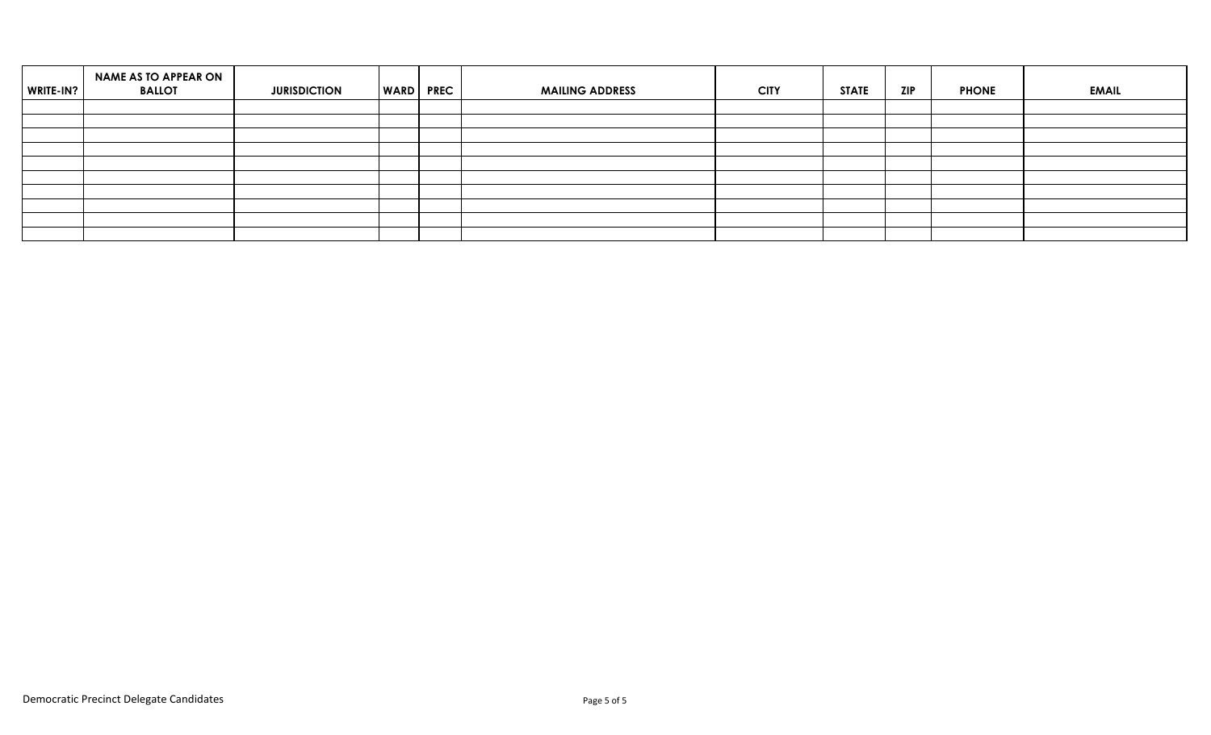| WRITE-IN? | NAME AS TO APPEAR ON BALLOT | JURISDICTION | WARD | PREC | MAILING ADDRESS | CITY | STATE | ZIP | PHONE | EMAIL |
|---|---|---|---|---|---|---|---|---|---|---|
| | | | | | | | | | | |
| | | | | | | | | | | |
| | | | | | | | | | | |
| | | | | | | | | | | |
| | | | | | | | | | | |
| | | | | | | | | | | |
| | | | | | | | | | | |
| | | | | | | | | | | |
| | | | | | | | | | | |
| | | | | | | | | | | |